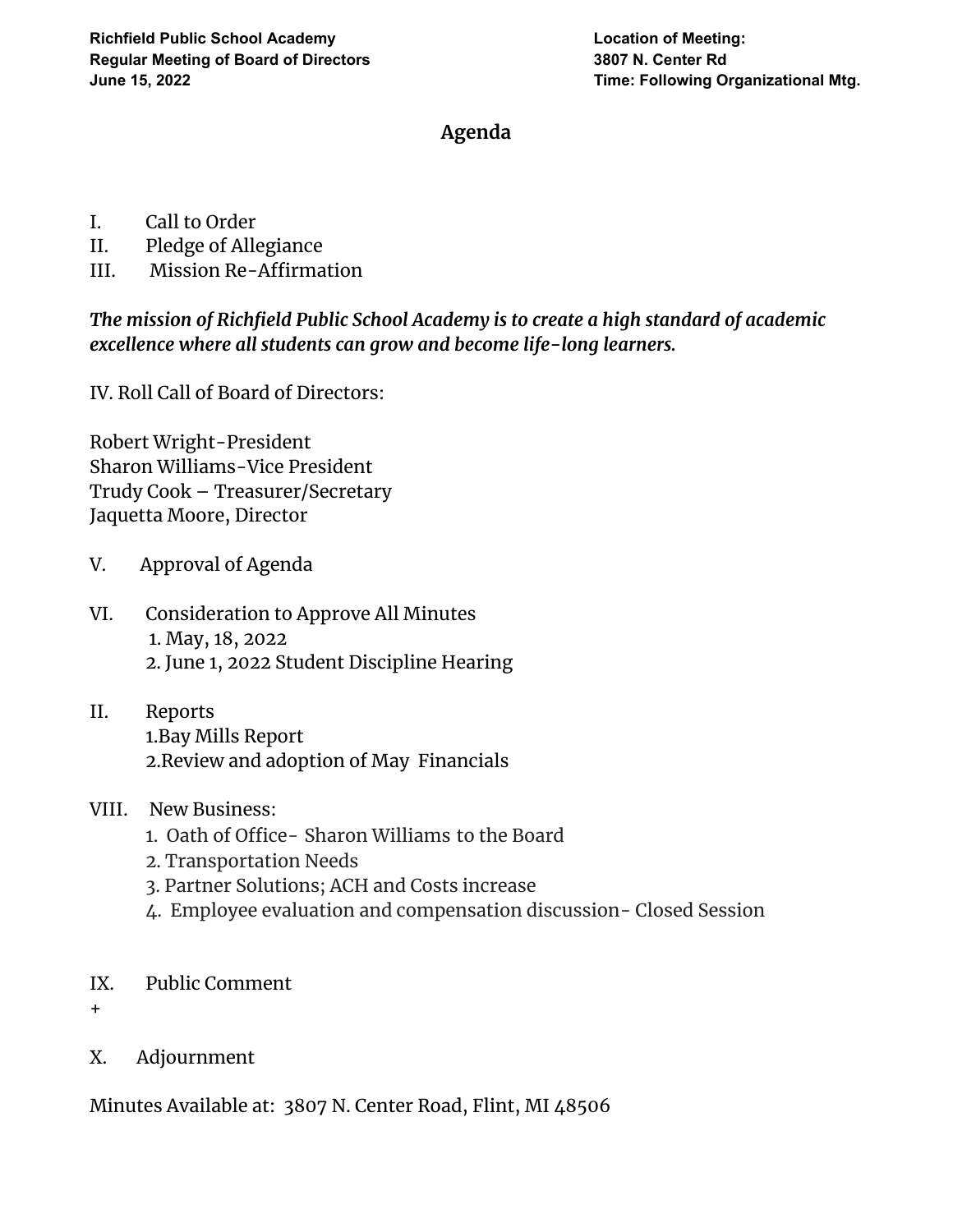**Richfield Public School Academy**
**Regular Meeting of Board of Directors**
**June 15, 2022**

**Location of Meeting:**
**3807 N. Center Rd**
**Time: Following Organizational Mtg.**

## Agenda

I. Call to Order

II. Pledge of Allegiance

III. Mission Re-Affirmation

***The mission of Richfield Public School Academy is to create a high standard of academic excellence where all students can grow and become life-long learners.***

IV. Roll Call of Board of Directors:

Robert Wright-President
Sharon Williams-Vice President
Trudy Cook – Treasurer/Secretary
Jaquetta Moore, Director

V. Approval of Agenda

VI. Consideration to Approve All Minutes
  1. May, 18, 2022
  2. June 1, 2022 Student Discipline Hearing

II. Reports
  1.Bay Mills Report
  2.Review and adoption of May Financials

VIII. New Business:
  1. Oath of Office- Sharon Williams to the Board
  2. Transportation Needs
  3. Partner Solutions; ACH and Costs increase
  4. Employee evaluation and compensation discussion- Closed Session

IX. Public Comment
+

X. Adjournment

Minutes Available at: 3807 N. Center Road, Flint, MI 48506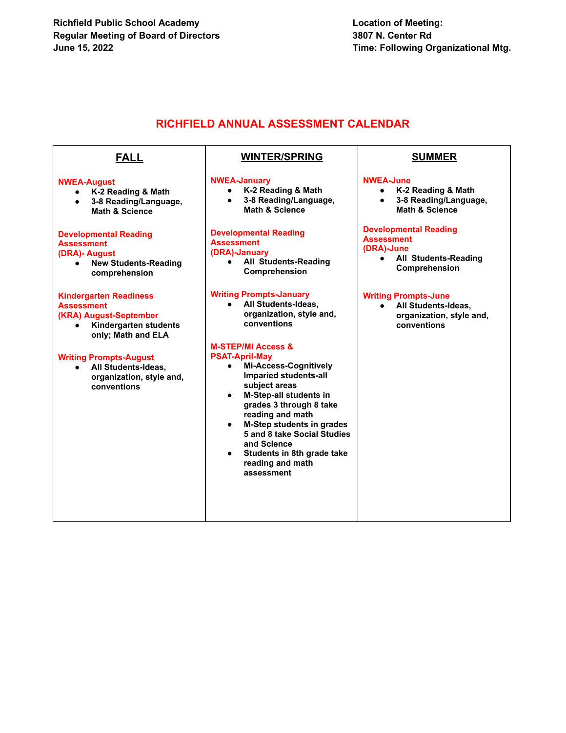**Richfield Public School Academy**
**Regular Meeting of Board of Directors**
**June 15, 2022**

**Location of Meeting:**
**3807 N. Center Rd**
**Time: Following Organizational Mtg.**

# RICHFIELD ANNUAL ASSESSMENT CALENDAR

| FALL | WINTER/SPRING | SUMMER |
|---|---|---|
| **NWEA-August**<br>• K-2 Reading & Math<br>• 3-8 Reading/Language, Math & Science<br><br>**Developmental Reading Assessment (DRA)- August**<br>• New Students-Reading comprehension<br><br>**Kindergarten Readiness Assessment (KRA) August-September**<br>• Kindergarten students only; Math and ELA<br><br>**Writing Prompts-August**<br>• All Students-Ideas, organization, style and, conventions | **NWEA-January**<br>• K-2 Reading & Math<br>• 3-8 Reading/Language, Math & Science<br><br>**Developmental Reading Assessment (DRA)-January**<br>• All Students-Reading Comprehension<br><br>**Writing Prompts-January**<br>• All Students-Ideas, organization, style and, conventions<br><br>**M-STEP/MI Access & PSAT-April-May**<br>• Mi-Access-Cognitively Imparied students-all subject areas<br>• M-Step-all students in grades 3 through 8 take reading and math<br>• M-Step students in grades 5 and 8 take Social Studies and Science<br>• Students in 8th grade take reading and math assessment | **NWEA-June**<br>• K-2 Reading & Math<br>• 3-8 Reading/Language, Math & Science<br><br>**Developmental Reading Assessment (DRA)-June**<br>• All Students-Reading Comprehension<br><br>**Writing Prompts-June**<br>• All Students-Ideas, organization, style and, conventions |